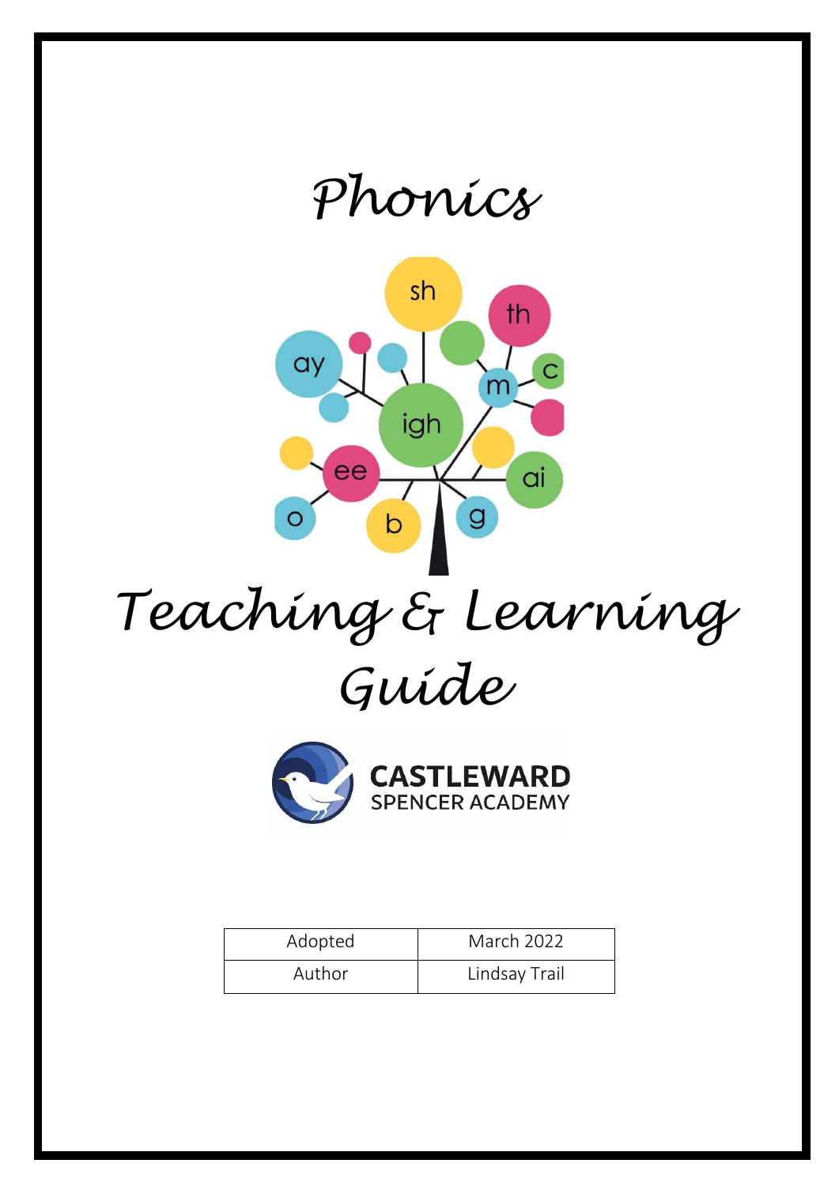# Phonics

# Teaching & Learning Guide

CASTLEWARD
SPENCER ACADEMY

| Adopted | March 2022 |
| --- | --- |
| Author | Lindsay Trail |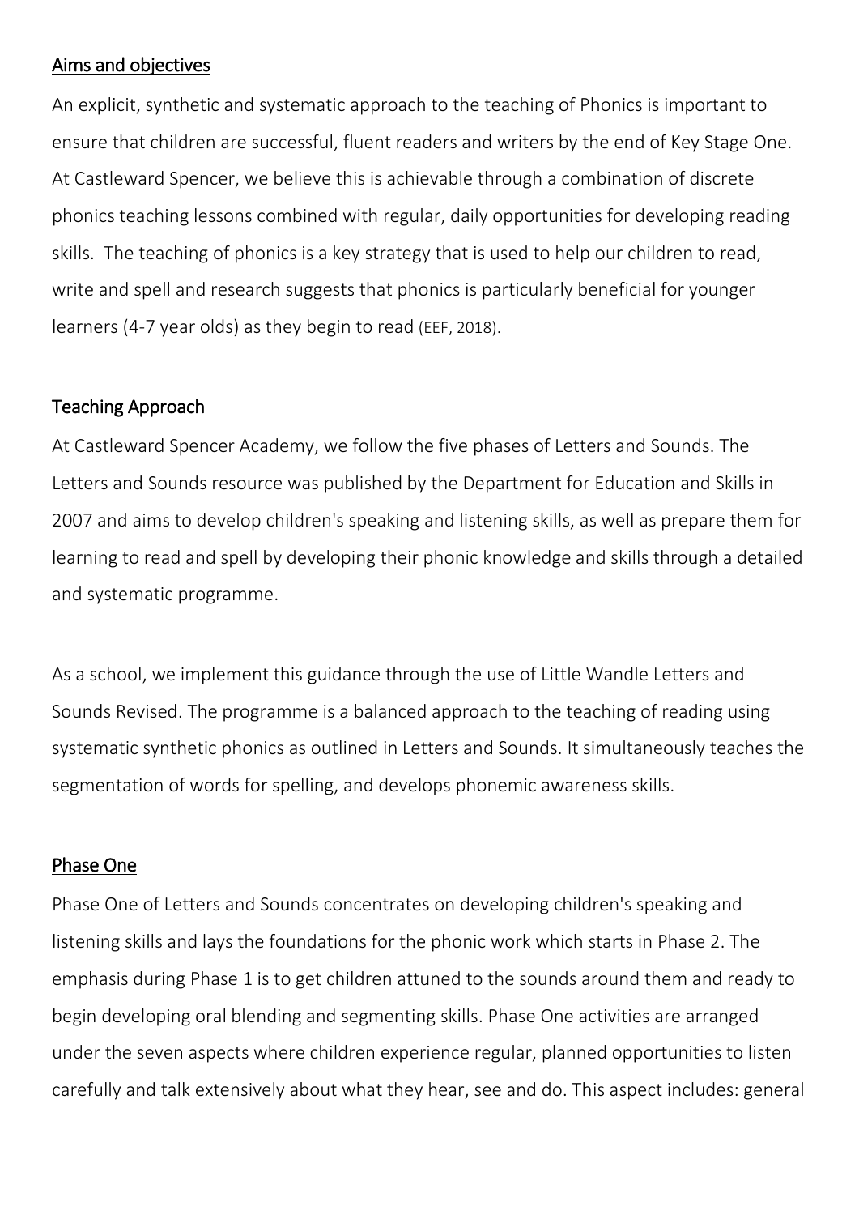## Aims and objectives

An explicit, synthetic and systematic approach to the teaching of Phonics is important to ensure that children are successful, fluent readers and writers by the end of Key Stage One. At Castleward Spencer, we believe this is achievable through a combination of discrete phonics teaching lessons combined with regular, daily opportunities for developing reading skills. The teaching of phonics is a key strategy that is used to help our children to read, write and spell and research suggests that phonics is particularly beneficial for younger learners (4-7 year olds) as they begin to read (EEF, 2018).

## Teaching Approach

At Castleward Spencer Academy, we follow the five phases of Letters and Sounds. The Letters and Sounds resource was published by the Department for Education and Skills in 2007 and aims to develop children's speaking and listening skills, as well as prepare them for learning to read and spell by developing their phonic knowledge and skills through a detailed and systematic programme.

As a school, we implement this guidance through the use of Little Wandle Letters and Sounds Revised. The programme is a balanced approach to the teaching of reading using systematic synthetic phonics as outlined in Letters and Sounds. It simultaneously teaches the segmentation of words for spelling, and develops phonemic awareness skills.

## Phase One

Phase One of Letters and Sounds concentrates on developing children's speaking and listening skills and lays the foundations for the phonic work which starts in Phase 2. The emphasis during Phase 1 is to get children attuned to the sounds around them and ready to begin developing oral blending and segmenting skills. Phase One activities are arranged under the seven aspects where children experience regular, planned opportunities to listen carefully and talk extensively about what they hear, see and do. This aspect includes: general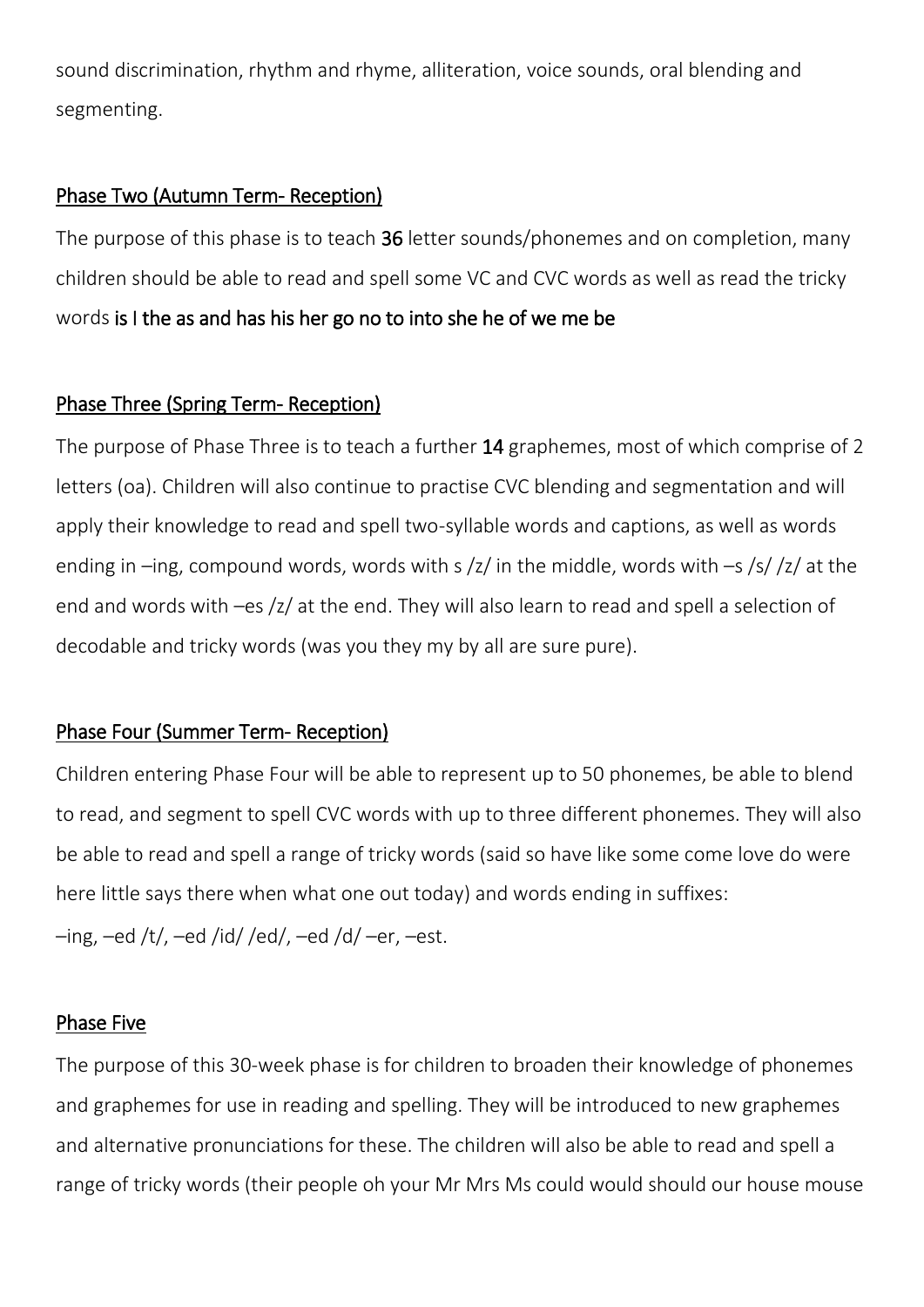sound discrimination, rhythm and rhyme, alliteration, voice sounds, oral blending and segmenting.

## Phase Two (Autumn Term- Reception)

The purpose of this phase is to teach **36** letter sounds/phonemes and on completion, many children should be able to read and spell some VC and CVC words as well as read the tricky words **is I the as and has his her go no to into she he of we me be**

## Phase Three (Spring Term- Reception)

The purpose of Phase Three is to teach a further **14** graphemes, most of which comprise of 2 letters (oa). Children will also continue to practise CVC blending and segmentation and will apply their knowledge to read and spell two-syllable words and captions, as well as words ending in –ing, compound words, words with s /z/ in the middle, words with –s /s/ /z/ at the end and words with –es /z/ at the end. They will also learn to read and spell a selection of decodable and tricky words (was you they my by all are sure pure).

## Phase Four (Summer Term- Reception)

Children entering Phase Four will be able to represent up to 50 phonemes, be able to blend to read, and segment to spell CVC words with up to three different phonemes. They will also be able to read and spell a range of tricky words (said so have like some come love do were here little says there when what one out today) and words ending in suffixes: –ing, –ed /t/, –ed /id/ /ed/, –ed /d/ –er, –est.

## Phase Five

The purpose of this 30-week phase is for children to broaden their knowledge of phonemes and graphemes for use in reading and spelling. They will be introduced to new graphemes and alternative pronunciations for these. The children will also be able to read and spell a range of tricky words (their people oh your Mr Mrs Ms could would should our house mouse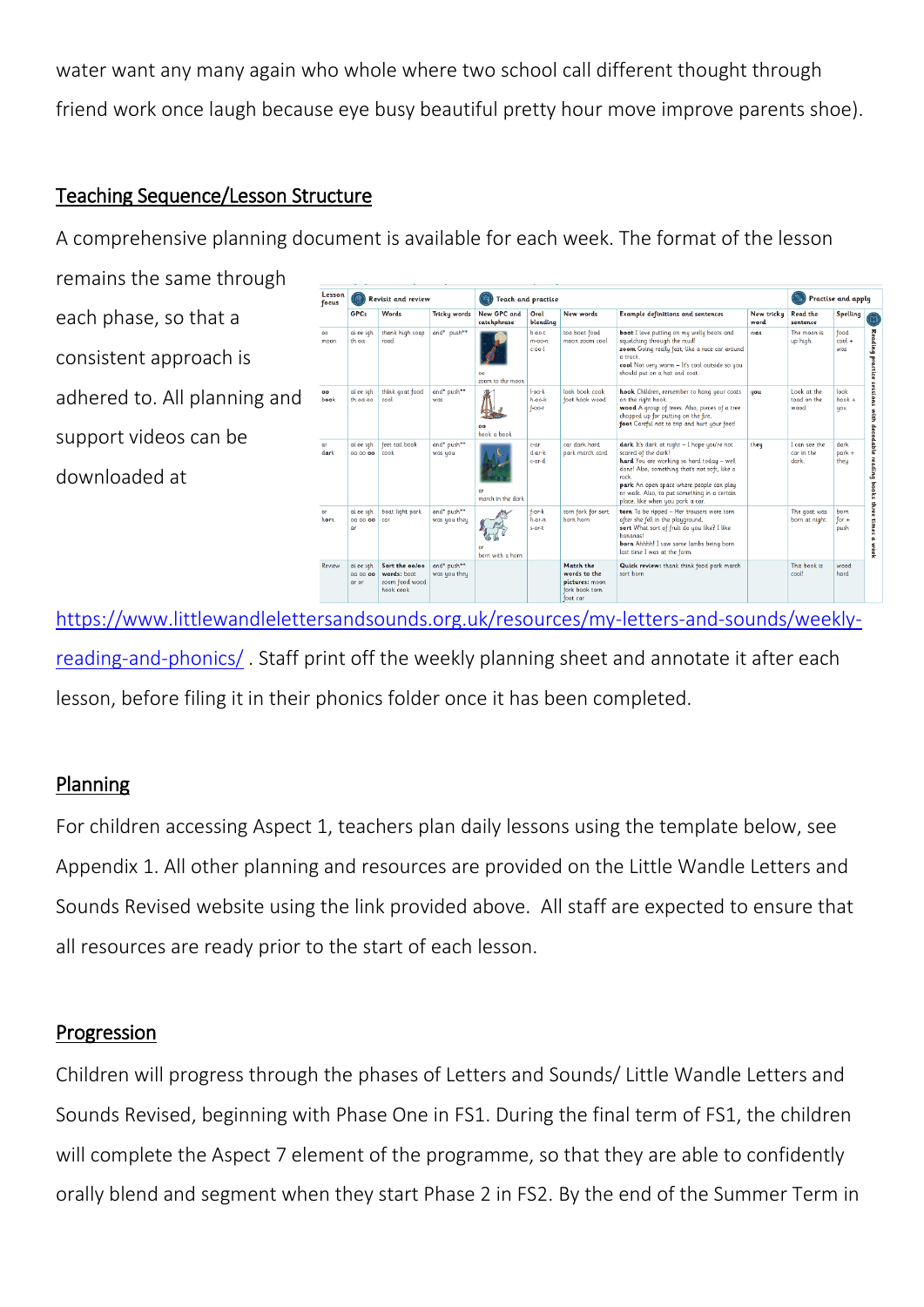water want any many again who whole where two school call different thought through friend work once laugh because eye busy beautiful pretty hour move improve parents shoe).

## Teaching Sequence/Lesson Structure

A comprehensive planning document is available for each week. The format of the lesson remains the same through each phase, so that a consistent approach is adhered to. All planning and support videos can be downloaded at

| Lesson focus | Revisit and review | | | Teach and practise | | | | | Practise and apply | |
|---|---|---|---|---|---|---|---|---|---|---|
| | GPCs | Words | Tricky words | New GPC and catchphrase | Oral blending | New words | Example definitions and sentences | New tricky word | Read the sentence | Spelling |
| oo moon | ai ee igh th oa | thank high soap road | and* push** | oo zoom to the moon | b-oo-t m-oo-n c-oo-l | too boot food moon zoom cool | **boot** I love putting on my welly boots and squelching through the mud! **zoom** Going really fast, like a race car around a track. **cool** Not very warm – It's cool outside so you should put on a hat and coat. | was | The moon is up high. | food cool + was |
| oo book | ai ee igh th oa oo | think goat food cool | and* push** was | oo book a book | l-oo-k h-oo-k f-oo-t | look book cook foot hook wood | **hook** Children, remember to hang your coats on the right hook. **wood** A group of trees. Also, pieces of a tree chopped up for putting on the fire. **foot** Careful not to trip and hurt your foot! | you | Look at the toad on the wood. | look book + you |
| ar dark | ai ee igh oa oo oo | feet tail book cook | and* push** was you | ar march in the dark | c-ar d-ar-k c-ar-d | car dark hard park march card | **dark** It's dark at night – I hope you're not scared of the dark! **hard** You are working so hard today – well done! Also, something that's not soft, like a rock. **park** An open space where people can play or walk. Also, to put something in a certain place, like when you park a car. | they | I can see the car in the dark. | dark park + they |
| or horn | ai ee igh oa oo oo ar | boat light park car | and* push** was you they | or born with a horn | f-or-k h-or-n s-or-t | torn fork for sort born horn | **torn** To be ripped – Her trousers were torn after she fell in the playground. **sort** What sort of fruit do you like? I like bananas! **born** Ahhhh! I saw some lambs being born last time I was at the farm. | | The goat was born at night. | born for + push |
| Review | ai ee igh oa oo oo ar or | **Sort the oo/oo words:** boot zoom food wood hook cook | and* push** was you they | | | **Match the words to the pictures:** moon fork book torn foot car | **Quick review:** thank think food park march sort born | | This book is cool! | wood hard |

Reading practice sessions with decodable reading books three times a week

https://www.littlewandlelettersandsounds.org.uk/resources/my-letters-and-sounds/weekly-reading-and-phonics/ . Staff print off the weekly planning sheet and annotate it after each lesson, before filing it in their phonics folder once it has been completed.

## Planning

For children accessing Aspect 1, teachers plan daily lessons using the template below, see Appendix 1. All other planning and resources are provided on the Little Wandle Letters and Sounds Revised website using the link provided above. All staff are expected to ensure that all resources are ready prior to the start of each lesson.

## Progression

Children will progress through the phases of Letters and Sounds/ Little Wandle Letters and Sounds Revised, beginning with Phase One in FS1. During the final term of FS1, the children will complete the Aspect 7 element of the programme, so that they are able to confidently orally blend and segment when they start Phase 2 in FS2. By the end of the Summer Term in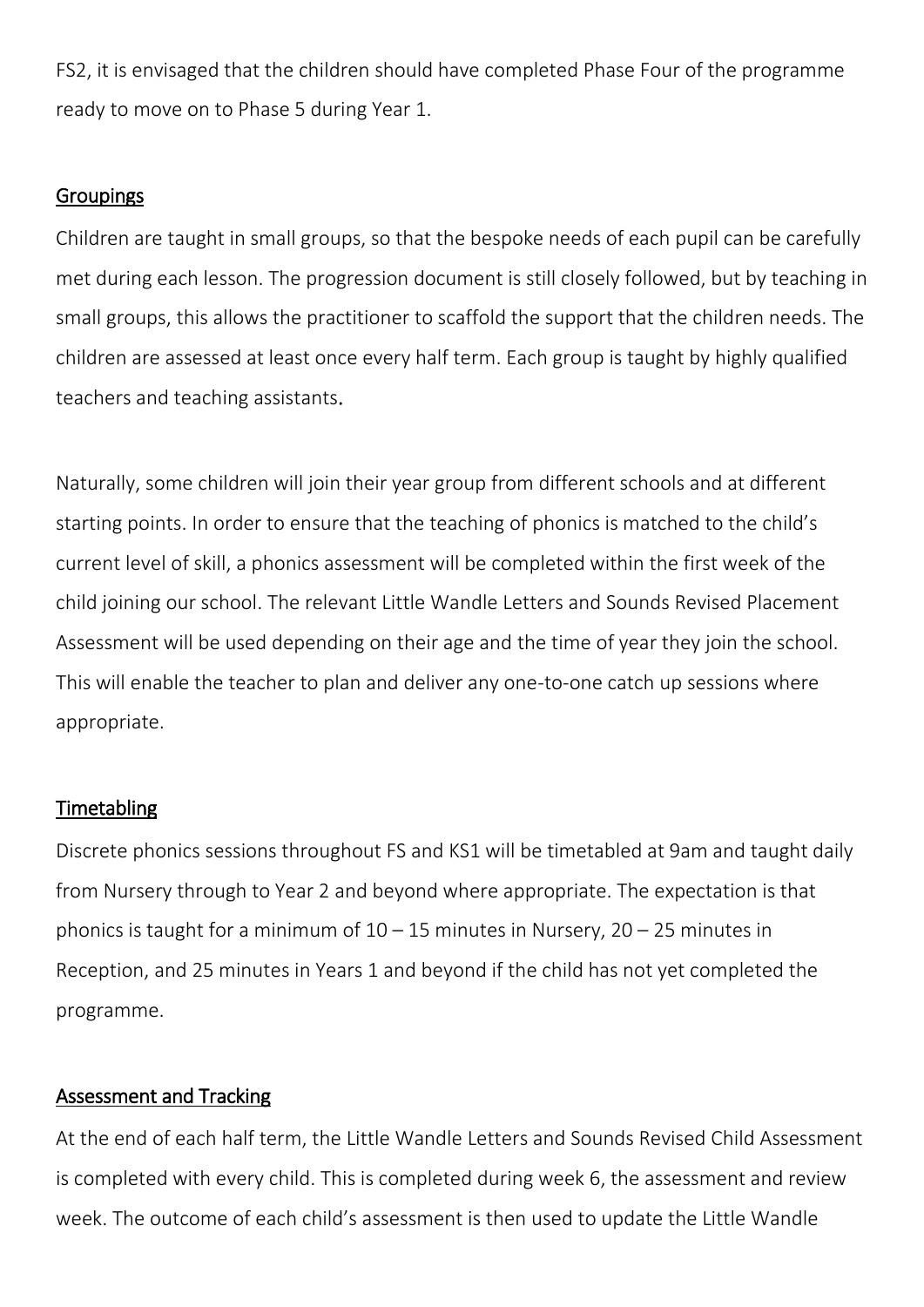FS2, it is envisaged that the children should have completed Phase Four of the programme ready to move on to Phase 5 during Year 1.

## Groupings

Children are taught in small groups, so that the bespoke needs of each pupil can be carefully met during each lesson. The progression document is still closely followed, but by teaching in small groups, this allows the practitioner to scaffold the support that the children needs. The children are assessed at least once every half term. Each group is taught by highly qualified teachers and teaching assistants.

Naturally, some children will join their year group from different schools and at different starting points. In order to ensure that the teaching of phonics is matched to the child's current level of skill, a phonics assessment will be completed within the first week of the child joining our school. The relevant Little Wandle Letters and Sounds Revised Placement Assessment will be used depending on their age and the time of year they join the school. This will enable the teacher to plan and deliver any one-to-one catch up sessions where appropriate.

## Timetabling

Discrete phonics sessions throughout FS and KS1 will be timetabled at 9am and taught daily from Nursery through to Year 2 and beyond where appropriate. The expectation is that phonics is taught for a minimum of 10 – 15 minutes in Nursery, 20 – 25 minutes in Reception, and 25 minutes in Years 1 and beyond if the child has not yet completed the programme.

## Assessment and Tracking

At the end of each half term, the Little Wandle Letters and Sounds Revised Child Assessment is completed with every child. This is completed during week 6, the assessment and review week. The outcome of each child's assessment is then used to update the Little Wandle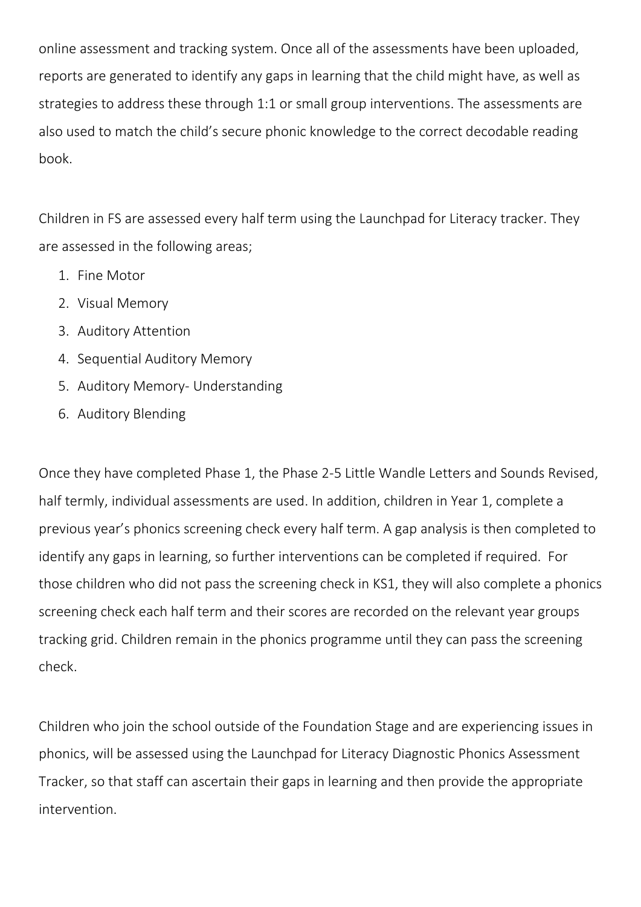online assessment and tracking system. Once all of the assessments have been uploaded, reports are generated to identify any gaps in learning that the child might have, as well as strategies to address these through 1:1 or small group interventions. The assessments are also used to match the child's secure phonic knowledge to the correct decodable reading book.

Children in FS are assessed every half term using the Launchpad for Literacy tracker. They are assessed in the following areas;

1. Fine Motor
2. Visual Memory
3. Auditory Attention
4. Sequential Auditory Memory
5. Auditory Memory- Understanding
6. Auditory Blending

Once they have completed Phase 1, the Phase 2-5 Little Wandle Letters and Sounds Revised, half termly, individual assessments are used. In addition, children in Year 1, complete a previous year's phonics screening check every half term. A gap analysis is then completed to identify any gaps in learning, so further interventions can be completed if required. For those children who did not pass the screening check in KS1, they will also complete a phonics screening check each half term and their scores are recorded on the relevant year groups tracking grid. Children remain in the phonics programme until they can pass the screening check.

Children who join the school outside of the Foundation Stage and are experiencing issues in phonics, will be assessed using the Launchpad for Literacy Diagnostic Phonics Assessment Tracker, so that staff can ascertain their gaps in learning and then provide the appropriate intervention.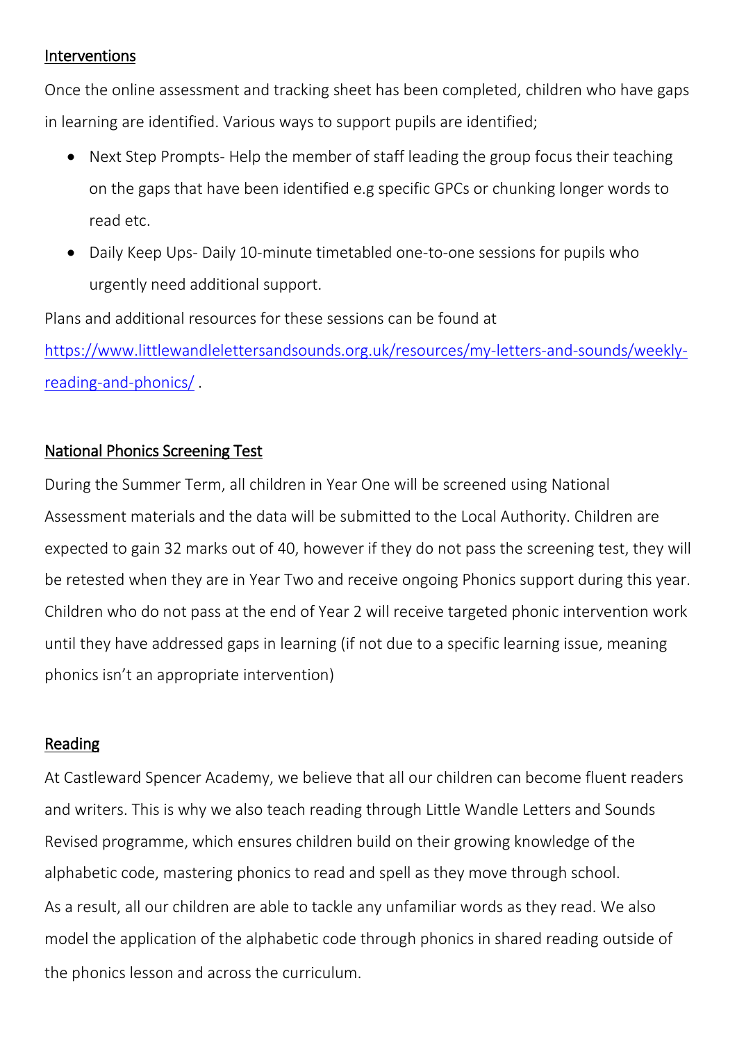## Interventions

Once the online assessment and tracking sheet has been completed, children who have gaps in learning are identified. Various ways to support pupils are identified;

- Next Step Prompts- Help the member of staff leading the group focus their teaching on the gaps that have been identified e.g specific GPCs or chunking longer words to read etc.
- Daily Keep Ups- Daily 10-minute timetabled one-to-one sessions for pupils who urgently need additional support.

Plans and additional resources for these sessions can be found at [https://www.littlewandlelettersandsounds.org.uk/resources/my-letters-and-sounds/weekly-reading-and-phonics/](https://www.littlewandlelettersandsounds.org.uk/resources/my-letters-and-sounds/weekly-reading-and-phonics/) .

## National Phonics Screening Test

During the Summer Term, all children in Year One will be screened using National Assessment materials and the data will be submitted to the Local Authority. Children are expected to gain 32 marks out of 40, however if they do not pass the screening test, they will be retested when they are in Year Two and receive ongoing Phonics support during this year. Children who do not pass at the end of Year 2 will receive targeted phonic intervention work until they have addressed gaps in learning (if not due to a specific learning issue, meaning phonics isn't an appropriate intervention)

## Reading

At Castleward Spencer Academy, we believe that all our children can become fluent readers and writers. This is why we also teach reading through Little Wandle Letters and Sounds Revised programme, which ensures children build on their growing knowledge of the alphabetic code, mastering phonics to read and spell as they move through school.

As a result, all our children are able to tackle any unfamiliar words as they read. We also model the application of the alphabetic code through phonics in shared reading outside of the phonics lesson and across the curriculum.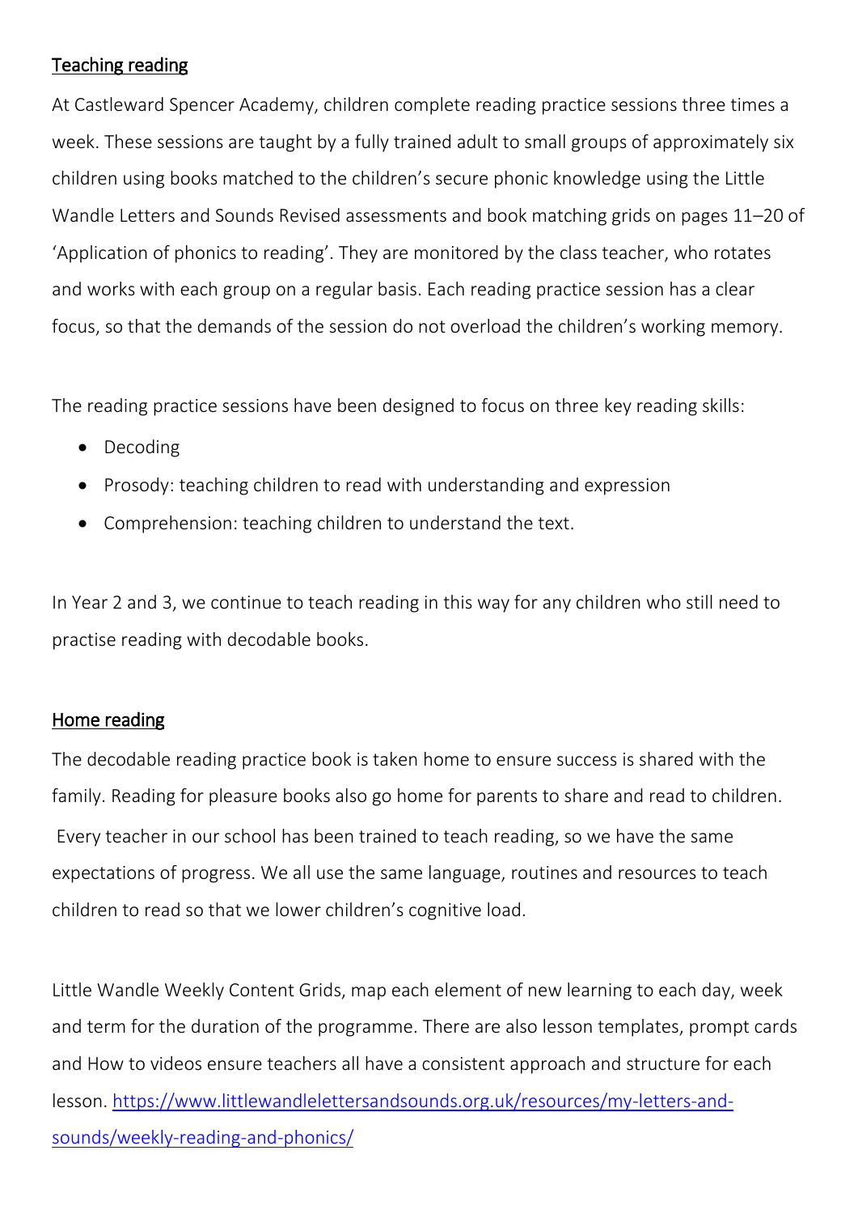## Teaching reading

At Castleward Spencer Academy, children complete reading practice sessions three times a week. These sessions are taught by a fully trained adult to small groups of approximately six children using books matched to the children's secure phonic knowledge using the Little Wandle Letters and Sounds Revised assessments and book matching grids on pages 11–20 of 'Application of phonics to reading'. They are monitored by the class teacher, who rotates and works with each group on a regular basis. Each reading practice session has a clear focus, so that the demands of the session do not overload the children's working memory.

The reading practice sessions have been designed to focus on three key reading skills:

- Decoding
- Prosody: teaching children to read with understanding and expression
- Comprehension: teaching children to understand the text.

In Year 2 and 3, we continue to teach reading in this way for any children who still need to practise reading with decodable books.

## Home reading

The decodable reading practice book is taken home to ensure success is shared with the family. Reading for pleasure books also go home for parents to share and read to children.
Every teacher in our school has been trained to teach reading, so we have the same expectations of progress. We all use the same language, routines and resources to teach children to read so that we lower children's cognitive load.

Little Wandle Weekly Content Grids, map each element of new learning to each day, week and term for the duration of the programme. There are also lesson templates, prompt cards and How to videos ensure teachers all have a consistent approach and structure for each lesson. [https://www.littlewandlelettersandsounds.org.uk/resources/my-letters-and-sounds/weekly-reading-and-phonics/](https://www.littlewandlelettersandsounds.org.uk/resources/my-letters-and-sounds/weekly-reading-and-phonics/)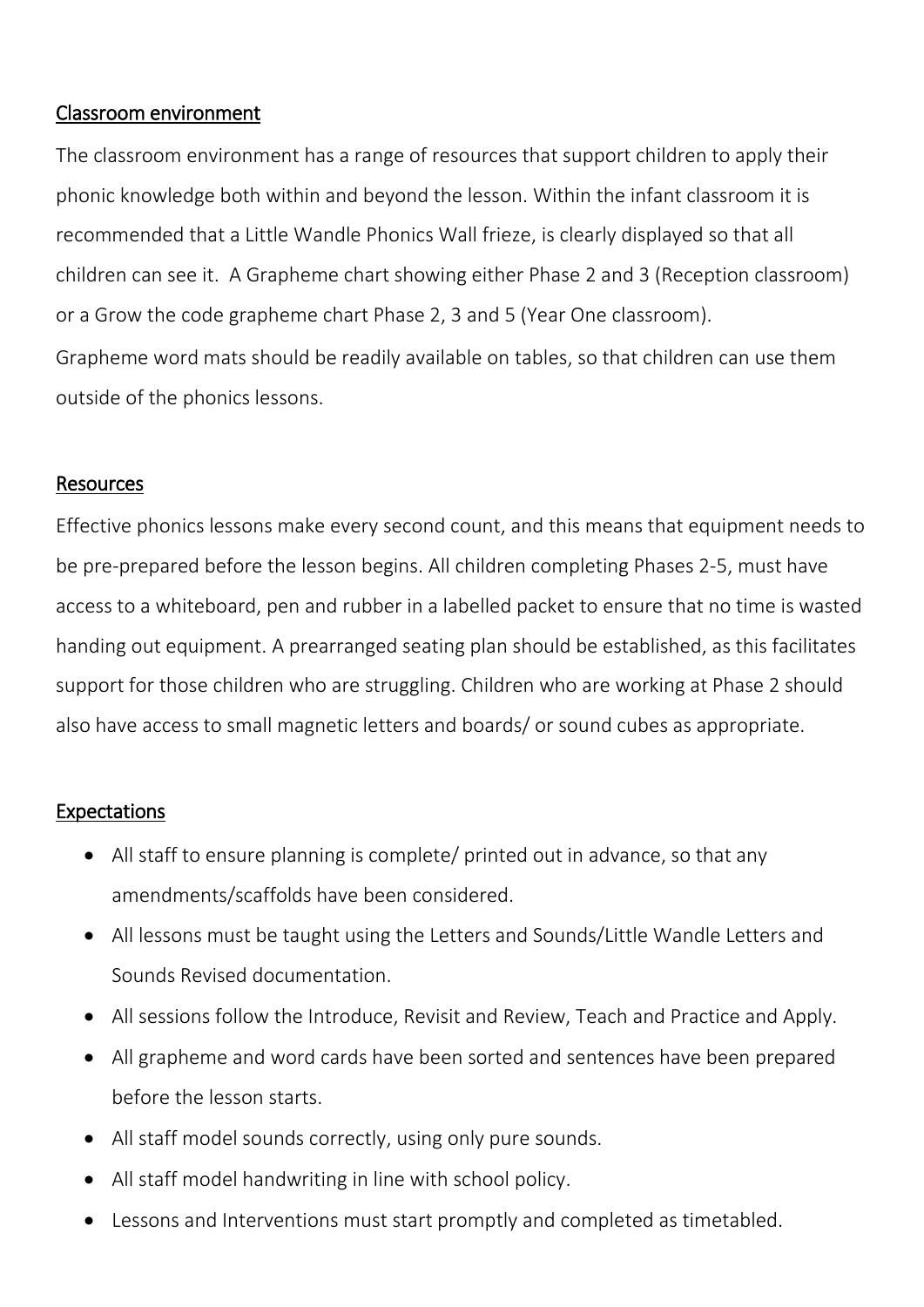## Classroom environment

The classroom environment has a range of resources that support children to apply their phonic knowledge both within and beyond the lesson. Within the infant classroom it is recommended that a Little Wandle Phonics Wall frieze, is clearly displayed so that all children can see it.  A Grapheme chart showing either Phase 2 and 3 (Reception classroom) or a Grow the code grapheme chart Phase 2, 3 and 5 (Year One classroom). Grapheme word mats should be readily available on tables, so that children can use them outside of the phonics lessons.

## Resources

Effective phonics lessons make every second count, and this means that equipment needs to be pre-prepared before the lesson begins. All children completing Phases 2-5, must have access to a whiteboard, pen and rubber in a labelled packet to ensure that no time is wasted handing out equipment. A prearranged seating plan should be established, as this facilitates support for those children who are struggling. Children who are working at Phase 2 should also have access to small magnetic letters and boards/ or sound cubes as appropriate.

## Expectations

- All staff to ensure planning is complete/ printed out in advance, so that any amendments/scaffolds have been considered.
- All lessons must be taught using the Letters and Sounds/Little Wandle Letters and Sounds Revised documentation.
- All sessions follow the Introduce, Revisit and Review, Teach and Practice and Apply.
- All grapheme and word cards have been sorted and sentences have been prepared before the lesson starts.
- All staff model sounds correctly, using only pure sounds.
- All staff model handwriting in line with school policy.
- Lessons and Interventions must start promptly and completed as timetabled.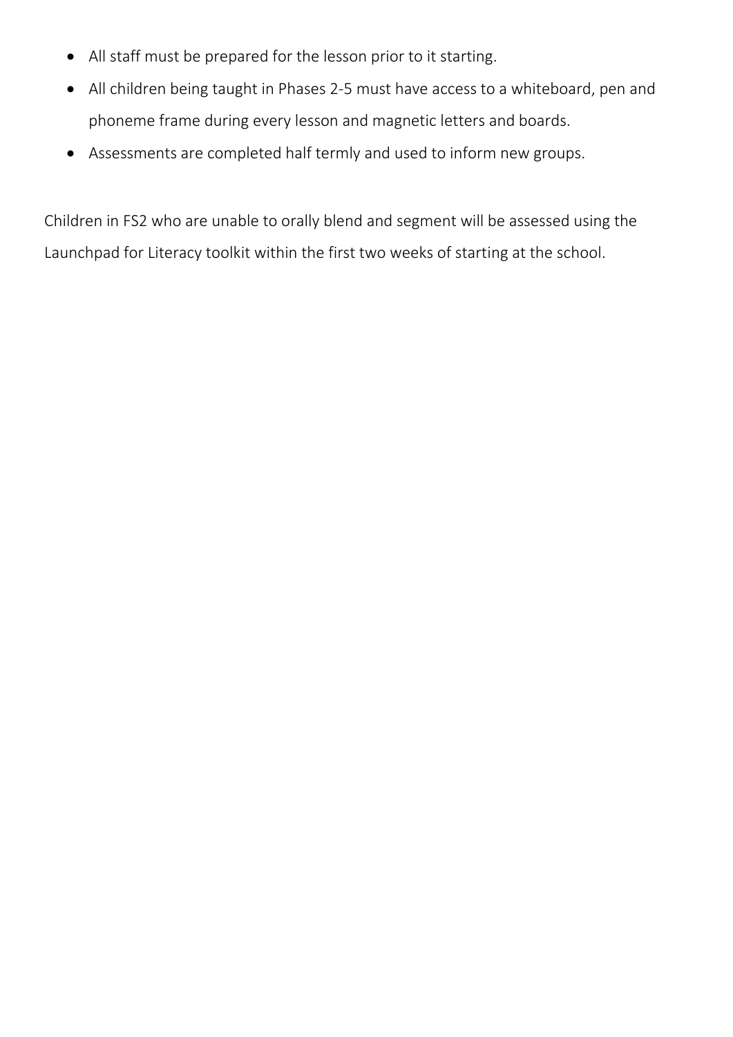- All staff must be prepared for the lesson prior to it starting.
- All children being taught in Phases 2-5 must have access to a whiteboard, pen and phoneme frame during every lesson and magnetic letters and boards.
- Assessments are completed half termly and used to inform new groups.

Children in FS2 who are unable to orally blend and segment will be assessed using the Launchpad for Literacy toolkit within the first two weeks of starting at the school.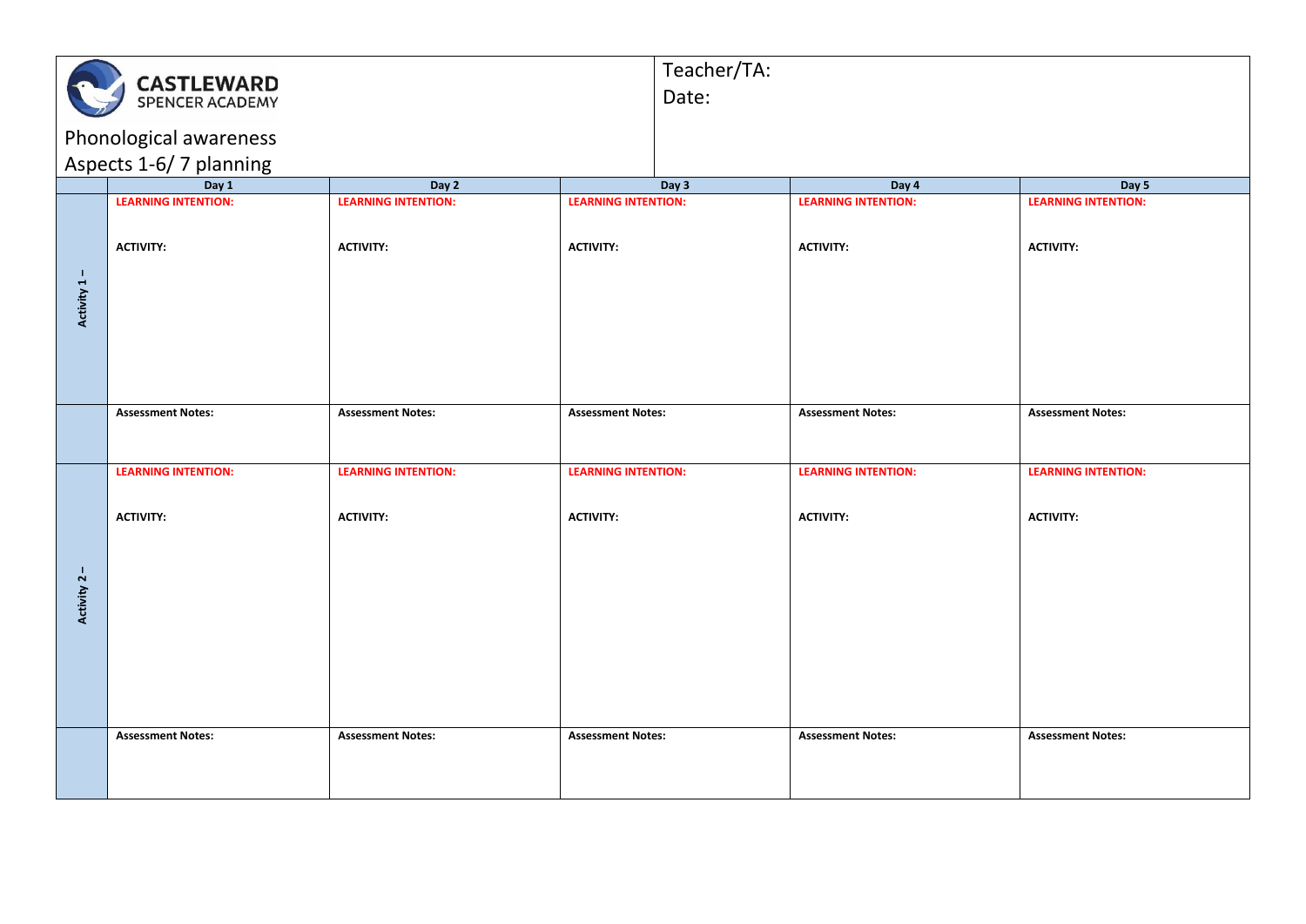**CASTLEWARD**
SPENCER ACADEMY

Phonological awareness
Aspects 1-6/ 7 planning

Teacher/TA:
Date:

| | Day 1 | Day 2 | Day 3 | Day 4 | Day 5 |
|---|---|---|---|---|---|
| Activity 1 – | **LEARNING INTENTION:**<br><br>**ACTIVITY:** | **LEARNING INTENTION:**<br><br>**ACTIVITY:** | **LEARNING INTENTION:**<br><br>**ACTIVITY:** | **LEARNING INTENTION:**<br><br>**ACTIVITY:** | **LEARNING INTENTION:**<br><br>**ACTIVITY:** |
| | **Assessment Notes:** | **Assessment Notes:** | **Assessment Notes:** | **Assessment Notes:** | **Assessment Notes:** |
| Activity 2 – | **LEARNING INTENTION:**<br><br>**ACTIVITY:** | **LEARNING INTENTION:**<br><br>**ACTIVITY:** | **LEARNING INTENTION:**<br><br>**ACTIVITY:** | **LEARNING INTENTION:**<br><br>**ACTIVITY:** | **LEARNING INTENTION:**<br><br>**ACTIVITY:** |
| | **Assessment Notes:** | **Assessment Notes:** | **Assessment Notes:** | **Assessment Notes:** | **Assessment Notes:** |